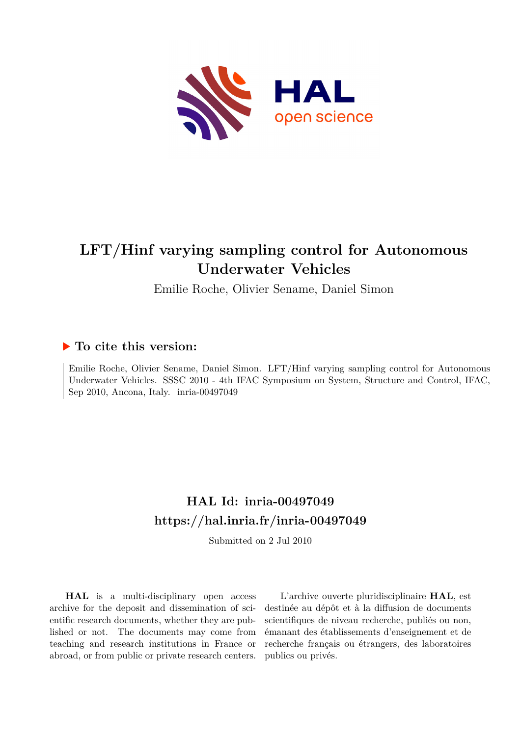# LFT/Hinf varying sampling control for Autonomous Underwater Vehicles

Emilie Roche, Olivier Sename, Daniel Simon

## To cite this version:

Emilie Roche, Olivier Sename, Daniel Simon. LFT/Hinf varying sampling control for Autonomous Underwater Vehicles. SSSC 2010 - 4th IFAC Symposium on System, Structure and Control, IFAC, Sep 2010, Ancona, Italy. inria-00497049

## HAL Id: inria-00497049

## https://hal.inria.fr/inria-00497049

Submitted on 2 Jul 2010

**HAL** is a multi-disciplinary open access archive for the deposit and dissemination of scientific research documents, whether they are published or not. The documents may come from teaching and research institutions in France or abroad, or from public or private research centers.

L'archive ouverte pluridisciplinaire **HAL**, est destinée au dépôt et à la diffusion de documents scientifiques de niveau recherche, publiés ou non, émanant des établissements d'enseignement et de recherche français ou étrangers, des laboratoires publics ou privés.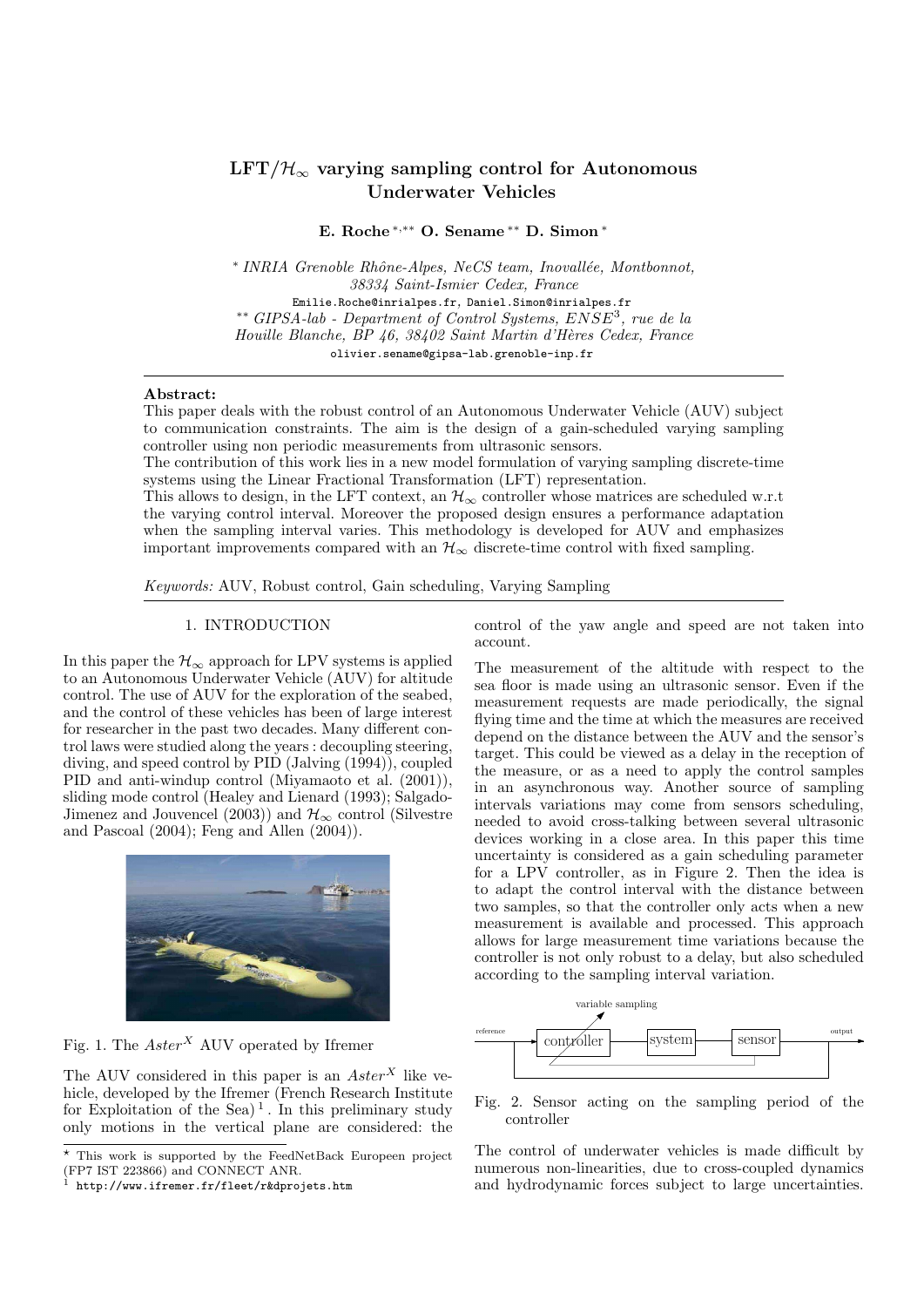# LFT/$\mathcal{H}_\infty$ varying sampling control for Autonomous Underwater Vehicles

**E. Roche** [*,**] **O. Sename** [**] **D. Simon** [*]

[*] *INRIA Grenoble Rhône-Alpes, NeCS team, Inovallée, Montbonnot, 38334 Saint-Ismier Cedex, France*
`Emilie.Roche@inrialpes.fr, Daniel.Simon@inrialpes.fr`
[**] *GIPSA-lab - Department of Control Systems, ENSE$^3$, rue de la Houille Blanche, BP 46, 38402 Saint Martin d'Hères Cedex, France*
`olivier.sename@gipsa-lab.grenoble-inp.fr`

**Abstract:**
This paper deals with the robust control of an Autonomous Underwater Vehicle (AUV) subject to communication constraints. The aim is the design of a gain-scheduled varying sampling controller using non periodic measurements from ultrasonic sensors.
The contribution of this work lies in a new model formulation of varying sampling discrete-time systems using the Linear Fractional Transformation (LFT) representation.
This allows to design, in the LFT context, an $\mathcal{H}_\infty$ controller whose matrices are scheduled w.r.t the varying control interval. Moreover the proposed design ensures a performance adaptation when the sampling interval varies. This methodology is developed for AUV and emphasizes important improvements compared with an $\mathcal{H}_\infty$ discrete-time control with fixed sampling.

*Keywords:* AUV, Robust control, Gain scheduling, Varying Sampling

## 1. INTRODUCTION

In this paper the $\mathcal{H}_\infty$ approach for LPV systems is applied to an Autonomous Underwater Vehicle (AUV) for altitude control. The use of AUV for the exploration of the seabed, and the control of these vehicles has been of large interest for researcher in the past two decades. Many different control laws were studied along the years : decoupling steering, diving, and speed control by PID (Jalving (1994)), coupled PID and anti-windup control (Miyamaoto et al. (2001)), sliding mode control (Healey and Lienard (1993); Salgado-Jimenez and Jouvencel (2003)) and $\mathcal{H}_\infty$ control (Silvestre and Pascoal (2004); Feng and Allen (2004)).

Fig. 1. The $Aster^X$ AUV operated by Ifremer

The AUV considered in this paper is an $Aster^X$ like vehicle, developed by the Ifremer (French Research Institute for Exploitation of the Sea) [1]. In this preliminary study only motions in the vertical plane are considered: the control of the yaw angle and speed are not taken into account.

The measurement of the altitude with respect to the sea floor is made using an ultrasonic sensor. Even if the measurement requests are made periodically, the signal flying time and the time at which the measures are received depend on the distance between the AUV and the sensor's target. This could be viewed as a delay in the reception of the measure, or as a need to apply the control samples in an asynchronous way. Another source of sampling intervals variations may come from sensors scheduling, needed to avoid cross-talking between several ultrasonic devices working in a close area. In this paper this time uncertainty is considered as a gain scheduling parameter for a LPV controller, as in Figure 2. Then the idea is to adapt the control interval with the distance between two samples, so that the controller only acts when a new measurement is available and processed. This approach allows for large measurement time variations because the controller is not only robust to a delay, but also scheduled according to the sampling interval variation.

Fig. 2. Sensor acting on the sampling period of the controller

The control of underwater vehicles is made difficult by numerous non-linearities, due to cross-coupled dynamics and hydrodynamic forces subject to large uncertainties.

[*] This work is supported by the FeedNetBack Europeen project (FP7 IST 223866) and CONNECT ANR.
[1] `http://www.ifremer.fr/fleet/r&dprojets.htm`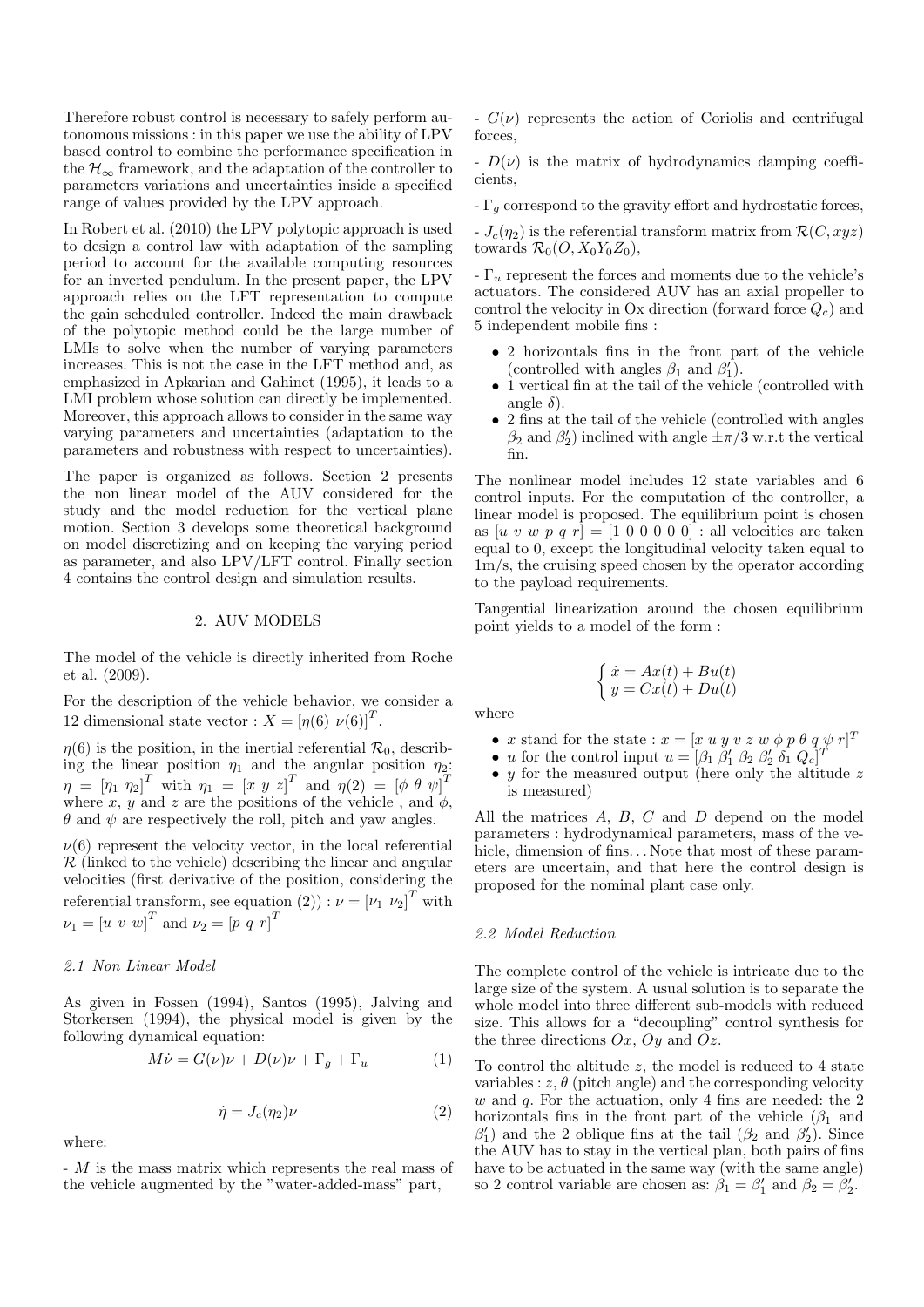Therefore robust control is necessary to safely perform autonomous missions : in this paper we use the ability of LPV based control to combine the performance specification in the $\mathcal{H}_\infty$ framework, and the adaptation of the controller to parameters variations and uncertainties inside a specified range of values provided by the LPV approach.

In Robert et al. (2010) the LPV polytopic approach is used to design a control law with adaptation of the sampling period to account for the available computing resources for an inverted pendulum. In the present paper, the LPV approach relies on the LFT representation to compute the gain scheduled controller. Indeed the main drawback of the polytopic method could be the large number of LMIs to solve when the number of varying parameters increases. This is not the case in the LFT method and, as emphasized in Apkarian and Gahinet (1995), it leads to a LMI problem whose solution can directly be implemented. Moreover, this approach allows to consider in the same way varying parameters and uncertainties (adaptation to the parameters and robustness with respect to uncertainties).

The paper is organized as follows. Section 2 presents the non linear model of the AUV considered for the study and the model reduction for the vertical plane motion. Section 3 develops some theoretical background on model discretizing and on keeping the varying period as parameter, and also LPV/LFT control. Finally section 4 contains the control design and simulation results.

## 2. AUV MODELS

The model of the vehicle is directly inherited from Roche et al. (2009).

For the description of the vehicle behavior, we consider a 12 dimensional state vector : $X = [\eta(6)\ \nu(6)]^T$.

$\eta(6)$ is the position, in the inertial referential $\mathcal{R}_0$, describing the linear position $\eta_1$ and the angular position $\eta_2$: $\eta = [\eta_1\ \eta_2]^T$ with $\eta_1 = [x\ y\ z]^T$ and $\eta(2) = [\phi\ \theta\ \psi]^T$ where $x$, $y$ and $z$ are the positions of the vehicle , and $\phi$, $\theta$ and $\psi$ are respectively the roll, pitch and yaw angles.

$\nu(6)$ represent the velocity vector, in the local referential $\mathcal{R}$ (linked to the vehicle) describing the linear and angular velocities (first derivative of the position, considering the referential transform, see equation (2)) : $\nu = [\nu_1\ \nu_2]^T$ with $\nu_1 = [u\ v\ w]^T$ and $\nu_2 = [p\ q\ r]^T$

### *2.1 Non Linear Model*

As given in Fossen (1994), Santos (1995), Jalving and Storkersen (1994), the physical model is given by the following dynamical equation:

$$M\dot{\nu} = G(\nu)\nu + D(\nu)\nu + \Gamma_g + \Gamma_u \qquad (1)$$

$$\dot{\eta} = J_c(\eta_2)\nu \qquad (2)$$

where:

- $M$ is the mass matrix which represents the real mass of the vehicle augmented by the "water-added-mass" part,

- $G(\nu)$ represents the action of Coriolis and centrifugal forces,

- $D(\nu)$ is the matrix of hydrodynamics damping coefficients,

- $\Gamma_g$ correspond to the gravity effort and hydrostatic forces,

- $J_c(\eta_2)$ is the referential transform matrix from $\mathcal{R}(C, xyz)$ towards $\mathcal{R}_0(O, X_0Y_0Z_0)$,

- $\Gamma_u$ represent the forces and moments due to the vehicle's actuators. The considered AUV has an axial propeller to control the velocity in Ox direction (forward force $Q_c$) and 5 independent mobile fins :

- 2 horizontals fins in the front part of the vehicle (controlled with angles $\beta_1$ and $\beta_1'$).
- 1 vertical fin at the tail of the vehicle (controlled with angle $\delta$).
- 2 fins at the tail of the vehicle (controlled with angles $\beta_2$ and $\beta_2'$) inclined with angle $\pm\pi/3$ w.r.t the vertical fin.

The nonlinear model includes 12 state variables and 6 control inputs. For the computation of the controller, a linear model is proposed. The equilibrium point is chosen as $[u\ v\ w\ p\ q\ r] = [1\ 0\ 0\ 0\ 0\ 0]$ : all velocities are taken equal to 0, except the longitudinal velocity taken equal to 1m/s, the cruising speed chosen by the operator according to the payload requirements.

Tangential linearization around the chosen equilibrium point yields to a model of the form :

$$\begin{cases} \dot{x} = Ax(t) + Bu(t) \\ y = Cx(t) + Du(t) \end{cases}$$

where

- $x$ stand for the state : $x = [x\ u\ y\ v\ z\ w\ \phi\ p\ \theta\ q\ \psi\ r]^T$
- $u$ for the control input $u = [\beta_1\ \beta_1'\ \beta_2\ \beta_2'\ \delta_1\ Q_c]^T$
- $y$ for the measured output (here only the altitude $z$ is measured)

All the matrices $A$, $B$, $C$ and $D$ depend on the model parameters : hydrodynamical parameters, mass of the vehicle, dimension of fins... Note that most of these parameters are uncertain, and that here the control design is proposed for the nominal plant case only.

### *2.2 Model Reduction*

The complete control of the vehicle is intricate due to the large size of the system. A usual solution is to separate the whole model into three different sub-models with reduced size. This allows for a "decoupling" control synthesis for the three directions $Ox$, $Oy$ and $Oz$.

To control the altitude $z$, the model is reduced to 4 state variables : $z$, $\theta$ (pitch angle) and the corresponding velocity $w$ and $q$. For the actuation, only 4 fins are needed: the 2 horizontals fins in the front part of the vehicle ($\beta_1$ and $\beta_1'$) and the 2 oblique fins at the tail ($\beta_2$ and $\beta_2'$). Since the AUV has to stay in the vertical plan, both pairs of fins have to be actuated in the same way (with the same angle) so 2 control variable are chosen as: $\beta_1 = \beta_1'$ and $\beta_2 = \beta_2'$.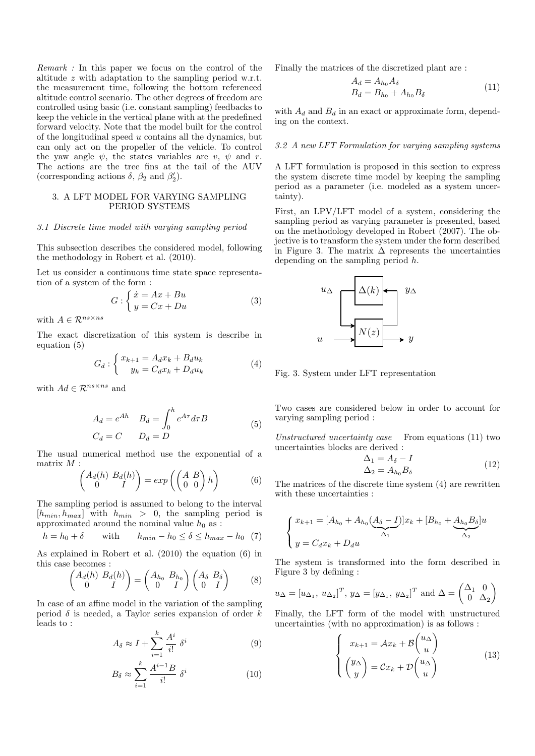*Remark :* In this paper we focus on the control of the altitude $z$ with adaptation to the sampling period w.r.t. the measurement time, following the bottom referenced altitude control scenario. The other degrees of freedom are controlled using basic (i.e. constant sampling) feedbacks to keep the vehicle in the vertical plane with at the predefined forward velocity. Note that the model built for the control of the longitudinal speed $u$ contains all the dynamics, but can only act on the propeller of the vehicle. To control the yaw angle $\psi$, the states variables are $v$, $\psi$ and $r$. The actions are the tree fins at the tail of the AUV (corresponding actions $\delta$, $\beta_2$ and $\beta_2'$).

## 3. A LFT MODEL FOR VARYING SAMPLING PERIOD SYSTEMS

### 3.1 Discrete time model with varying sampling period

This subsection describes the considered model, following the methodology in Robert et al. (2010).

Let us consider a continuous time state space representation of a system of the form :

$$G : \begin{cases} \dot{x} = Ax + Bu \\ y = Cx + Du \end{cases} \tag{3}$$

with $A \in \mathcal{R}^{ns \times ns}$

The exact discretization of this system is describe in equation (5)

$$G_d : \begin{cases} x_{k+1} = A_d x_k + B_d u_k \\ y_k = C_d x_k + D_d u_k \end{cases} \tag{4}$$

with $Ad \in \mathcal{R}^{ns \times ns}$ and

$$\begin{aligned} A_d &= e^{Ah} \quad B_d = \int_0^h e^{A\tau} d\tau B \\ C_d &= C \qquad D_d = D \end{aligned} \tag{5}$$

The usual numerical method use the exponential of a matrix $M$ :

$$\begin{pmatrix} A_d(h) & B_d(h) \\ 0 & I \end{pmatrix} = exp\left( \begin{pmatrix} A & B \\ 0 & 0 \end{pmatrix} h \right) \tag{6}$$

The sampling period is assumed to belong to the interval $[h_{min}, h_{max}]$ with $h_{min} > 0$, the sampling period is approximated around the nominal value $h_0$ as :

$$h = h_0 + \delta \qquad \text{with} \qquad h_{min} - h_0 \leq \delta \leq h_{max} - h_0 \tag{7}$$

As explained in Robert et al. (2010) the equation (6) in this case becomes :

$$\begin{pmatrix} A_d(h) & B_d(h) \\ 0 & I \end{pmatrix} = \begin{pmatrix} A_{h_0} & B_{h_0} \\ 0 & I \end{pmatrix} \begin{pmatrix} A_\delta & B_\delta \\ 0 & I \end{pmatrix} \tag{8}$$

In case of an affine model in the variation of the sampling period $\delta$ is needed, a Taylor series expansion of order $k$ leads to :

$$A_\delta \approx I + \sum_{i=1}^{k} \frac{A^i}{i!} \delta^i \tag{9}$$

$$B_\delta \approx \sum_{i=1}^{k} \frac{A^{i-1}B}{i!} \delta^i \tag{10}$$

Finally the matrices of the discretized plant are :

$$\begin{aligned} A_d &= A_{h_0} A_\delta \\ B_d &= B_{h_0} + A_{h_0} B_\delta \end{aligned} \tag{11}$$

with $A_d$ and $B_d$ in an exact or approximate form, depending on the context.

### 3.2 A new LFT Formulation for varying sampling systems

A LFT formulation is proposed in this section to express the system discrete time model by keeping the sampling period as a parameter (i.e. modeled as a system uncertainty).

First, an LPV/LFT model of a system, considering the sampling period as varying parameter is presented, based on the methodology developed in Robert (2007). The objective is to transform the system under the form described in Figure 3. The matrix $\Delta$ represents the uncertainties depending on the sampling period $h$.

Fig. 3. System under LFT representation

Two cases are considered below in order to account for varying sampling period :

*Unstructured uncertainty case* From equations (11) two uncertainties blocks are derived :

$$\begin{aligned} \Delta_1 &= A_\delta - I \\ \Delta_2 &= A_{h_0} B_\delta \end{aligned} \tag{12}$$

The matrices of the discrete time system (4) are rewritten with these uncertainties :

$$\begin{cases} x_{k+1} = [A_{h_0} + A_{h_0} \underbrace{(A_\delta - I)}_{\Delta_1}] x_k + [B_{h_0} + \underbrace{A_{h_0} B_\delta}_{\Delta_2}] u \\ y = C_d x_k + D_d u \end{cases}$$

The system is transformed into the form described in Figure 3 by defining :

$u_\Delta = [u_{\Delta_1},\ u_{\Delta_2}]^T$, $y_\Delta = [y_{\Delta_1},\ y_{\Delta_2}]^T$ and $\Delta = \begin{pmatrix} \Delta_1 & 0 \\ 0 & \Delta_2 \end{pmatrix}$

Finally, the LFT form of the model with unstructured uncertainties (with no approximation) is as follows :

$$\begin{cases} x_{k+1} = \mathcal{A} x_k + \mathcal{B} \begin{pmatrix} u_\Delta \\ u \end{pmatrix} \\ \begin{pmatrix} y_\Delta \\ y \end{pmatrix} = \mathcal{C} x_k + \mathcal{D} \begin{pmatrix} u_\Delta \\ u \end{pmatrix} \end{cases} \tag{13}$$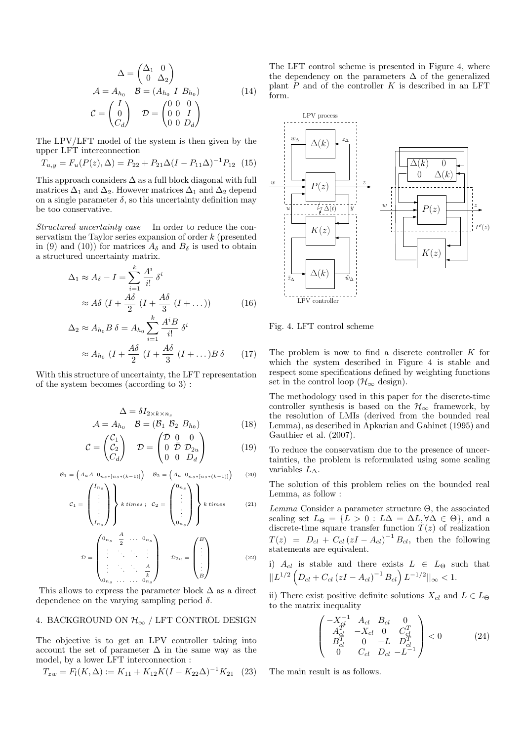$$
\Delta = \begin{pmatrix} \Delta_1 & 0 \\ 0 & \Delta_2 \end{pmatrix}
$$

$$
\mathcal{A} = A_{h_0} \quad \mathcal{B} = (A_{h_0} \ I \ B_{h_0}) \tag{14}
$$

$$
\mathcal{C} = \begin{pmatrix} I \\ 0 \\ C_d \end{pmatrix} \quad \mathcal{D} = \begin{pmatrix} 0 & 0 & 0 \\ 0 & 0 & I \\ 0 & 0 & D_d \end{pmatrix}
$$

The LPV/LFT model of the system is then given by the upper LFT interconnection

$$
T_{u,y} = F_u(P(z), \Delta) = P_{22} + P_{21}\Delta(I - P_{11}\Delta)^{-1}P_{12} \tag{15}
$$

This approach considers $\Delta$ as a full block diagonal with full matrices $\Delta_1$ and $\Delta_2$. However matrices $\Delta_1$ and $\Delta_2$ depend on a single parameter $\delta$, so this uncertainty definition may be too conservative.

*Structured uncertainty case* In order to reduce the conservatism the Taylor series expansion of order $k$ (presented in (9) and (10)) for matrices $A_\delta$ and $B_\delta$ is used to obtain a structured uncertainty matrix.

$$
\begin{aligned}
\Delta_1 \approx A_\delta - I &= \sum_{i=1}^{k} \frac{A^i}{i!}\, \delta^i \\
&\approx A\delta \ (I + \frac{A\delta}{2} \ (I + \frac{A\delta}{3} \ (I + \dots)) 
\end{aligned} \tag{16}
$$

$$
\begin{aligned}
\Delta_2 \approx A_{h_0} B\, \delta &= A_{h_0} \sum_{i=1}^{k} \frac{A^i B}{i!}\, \delta^i \\
&\approx A_{h_0} \ (I + \frac{A\delta}{2} \ (I + \frac{A\delta}{3} \ (I + \dots) B\, \delta
\end{aligned} \tag{17}
$$

With this structure of uncertainty, the LFT representation of the system becomes (according to 3) :

$$
\Delta = \delta I_{2 \times k \times n_s}
$$

$$
\mathcal{A} = A_{h_0} \quad \mathcal{B} = (\mathcal{B}_1 \ \mathcal{B}_2 \ B_{h_0}) \tag{18}
$$

$$
\mathcal{C} = \begin{pmatrix} \mathcal{C}_1 \\ \mathcal{C}_2 \\ C_d \end{pmatrix} \quad \mathcal{D} = \begin{pmatrix} \bar{\mathcal{D}} & 0 & 0 \\ 0 & \bar{\mathcal{D}} & \mathcal{D}_{2u} \\ 0 & 0 & D_d \end{pmatrix} \tag{19}
$$

$$
\mathcal{B}_1 = \begin{pmatrix} A_a A & 0_{n_s * [n_s*(k-1)]} \end{pmatrix} \quad \mathcal{B}_2 = \begin{pmatrix} A_a & 0_{n_s * [n_s*(k-1)]} \end{pmatrix} \tag{20}
$$

$$
\mathcal{C}_1 = \left.\begin{pmatrix} I_{n_s} \\ \vdots \\ \vdots \\ I_{n_s} \end{pmatrix}\right\} k \ times \ ; \quad \mathcal{C}_2 = \left.\begin{pmatrix} 0_{n_s} \\ \vdots \\ \vdots \\ 0_{n_s} \end{pmatrix}\right\} k \ times \tag{21}
$$

$$
\bar{\mathcal{D}} = \begin{pmatrix} 0_{n_s} & \frac{A}{2} & \dots & 0_{n_s} \\ \vdots & \ddots & \ddots & \vdots \\ \vdots & & \ddots & \frac{A}{k} \\ 0_{n_s} & \dots & \dots & 0_{n_s} \end{pmatrix} \quad \mathcal{D}_{2u} = \begin{pmatrix} B \\ \vdots \\ \vdots \\ B \end{pmatrix} \tag{22}
$$

This allows to express the parameter block $\Delta$ as a direct dependence on the varying sampling period $\delta$.

## 4. BACKGROUND ON $\mathcal{H}_\infty$ / LFT CONTROL DESIGN

The objective is to get an LPV controller taking into account the set of parameter $\Delta$ in the same way as the model, by a lower LFT interconnection :

$$
T_{zw} = F_l(K, \Delta) := K_{11} + K_{12}K(I - K_{22}\Delta)^{-1}K_{21} \tag{23}
$$

The LFT control scheme is presented in Figure 4, where the dependency on the parameters $\Delta$ of the generalized plant $P$ and of the controller $K$ is described in an LFT form.

Fig. 4. LFT control scheme

The problem is now to find a discrete controller $K$ for which the system described in Figure 4 is stable and respect some specifications defined by weighting functions set in the control loop ($\mathcal{H}_\infty$ design).

The methodology used in this paper for the discrete-time controller synthesis is based on the $\mathcal{H}_\infty$ framework, by the resolution of LMIs (derived from the bounded real Lemma), as described in Apkarian and Gahinet (1995) and Gauthier et al. (2007).

To reduce the conservatism due to the presence of uncertainties, the problem is reformulated using some scaling variables $L_\Delta$.

The solution of this problem relies on the bounded real Lemma, as follow :

*Lemma* Consider a parameter structure $\Theta$, the associated scaling set $L_\Theta = \{L > 0 : L\Delta = \Delta L, \forall \Delta \in \Theta\}$, and a discrete-time square transfer function $T(z)$ of realization $T(z) = D_{cl} + C_{cl}\left(zI - A_{cl}\right)^{-1} B_{cl}$, then the following statements are equivalent.

i) $A_{cl}$ is stable and there exists $L \in L_\Theta$ such that $||L^{1/2}\left(D_{cl} + C_{cl}\left(zI - A_{cl}\right)^{-1} B_{cl}\right) L^{-1/2}||_\infty < 1$.

ii) There exist positive definite solutions $X_{cl}$ and $L \in L_\Theta$ to the matrix inequality

$$
\begin{pmatrix} -X_{cl}^{-1} & A_{cl} & B_{cl} & 0 \\ A_{cl}^T & -X_{cl} & 0 & C_{cl}^T \\ B_{cl}^T & 0 & -L & D_{cl}^T \\ 0 & C_{cl} & D_{cl} & -L^{-1} \end{pmatrix} < 0 \tag{24}
$$

The main result is as follows.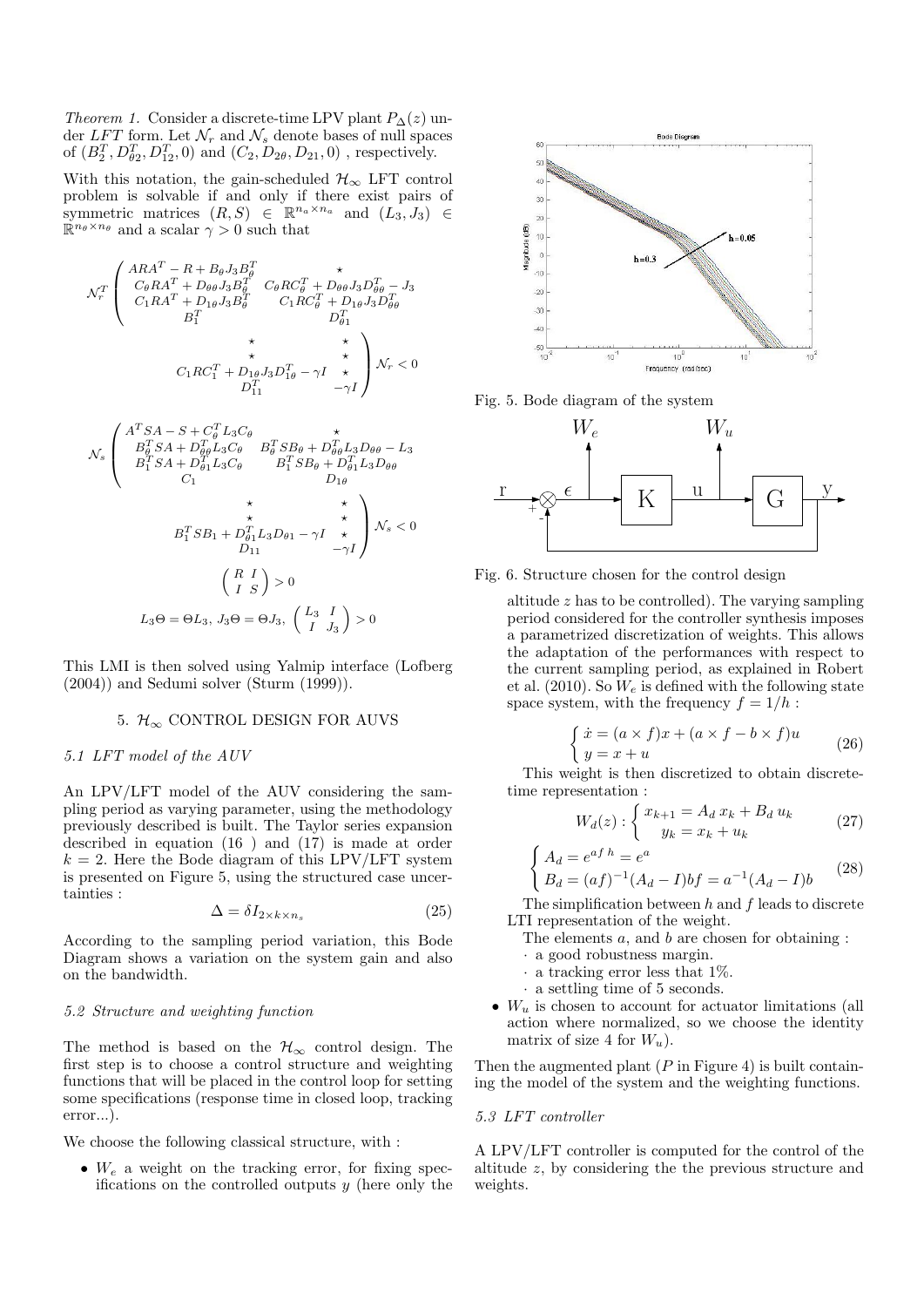*Theorem 1.* Consider a discrete-time LPV plant $P_\Delta(z)$ under $LFT$ form. Let $\mathcal{N}_r$ and $\mathcal{N}_s$ denote bases of null spaces of $(B_2^T, D_{\theta 2}^T, D_{12}^T, 0)$ and $(C_2, D_{2\theta}, D_{21}, 0)$ , respectively.

With this notation, the gain-scheduled $\mathcal{H}_\infty$ LFT control problem is solvable if and only if there exist pairs of symmetric matrices $(R, S) \in \mathbb{R}^{n_a \times n_a}$ and $(L_3, J_3) \in \mathbb{R}^{n_\theta \times n_\theta}$ and a scalar $\gamma > 0$ such that

$$
\mathcal{N}_r^T \begin{pmatrix} ARA^T - R + B_\theta J_3 B_\theta^T & \star & \star & \star \\ C_\theta R A^T + D_{\theta\theta} J_3 B_\theta^T & C_\theta R C_\theta^T + D_{\theta\theta} J_3 D_{\theta\theta}^T - J_3 & \star & \star \\ C_1 R A^T + D_{1\theta} J_3 B_\theta^T & C_1 R C_\theta^T + D_{1\theta} J_3 D_{\theta\theta}^T & C_1 R C_1^T + D_{1\theta} J_3 D_{1\theta}^T - \gamma I & \star \\ B_1^T & D_{\theta 1}^T & D_{11}^T & -\gamma I \end{pmatrix} \mathcal{N}_r < 0
$$

$$
\mathcal{N}_s \begin{pmatrix} A^T S A - S + C_\theta^T L_3 C_\theta & \star & \star & \star \\ B_\theta^T S A + D_{\theta\theta}^T L_3 C_\theta & B_\theta^T S B_\theta + D_{\theta\theta}^T L_3 D_{\theta\theta} - L_3 & \star & \star \\ B_1^T S A + D_{\theta 1}^T L_3 C_\theta & B_1^T S B_\theta + D_{\theta 1}^T L_3 D_{\theta\theta} & B_1^T S B_1 + D_{\theta 1}^T L_3 D_{\theta 1} - \gamma I & \star \\ C_1 & D_{1\theta} & D_{11} & -\gamma I \end{pmatrix} \mathcal{N}_s < 0
$$

$$
\begin{pmatrix} R & I \\ I & S \end{pmatrix} > 0
$$

$$
L_3 \Theta = \Theta L_3, \; J_3 \Theta = \Theta J_3, \; \begin{pmatrix} L_3 & I \\ I & J_3 \end{pmatrix} > 0
$$

This LMI is then solved using Yalmip interface (Lofberg (2004)) and Sedumi solver (Sturm (1999)).

## 5. $\mathcal{H}_\infty$ CONTROL DESIGN FOR AUVS

### 5.1 LFT model of the AUV

An LPV/LFT model of the AUV considering the sampling period as varying parameter, using the methodology previously described is built. The Taylor series expansion described in equation (16 ) and (17) is made at order $k = 2$. Here the Bode diagram of this LPV/LFT system is presented on Figure 5, using the structured case uncertainties :

$$
\Delta = \delta I_{2 \times k \times n_s} \tag{25}
$$

According to the sampling period variation, this Bode Diagram shows a variation on the system gain and also on the bandwidth.

Fig. 5. Bode diagram of the system

### 5.2 Structure and weighting function

The method is based on the $\mathcal{H}_\infty$ control design. The first step is to choose a control structure and weighting functions that will be placed in the control loop for setting some specifications (response time in closed loop, tracking error...).

We choose the following classical structure, with :

- $W_e$ a weight on the tracking error, for fixing specifications on the controlled outputs $y$ (here only the altitude $z$ has to be controlled). The varying sampling period considered for the controller synthesis imposes a parametrized discretization of weights. This allows the adaptation of the performances with respect to the current sampling period, as explained in Robert et al. (2010). So $W_e$ is defined with the following state space system, with the frequency $f = 1/h$ :

$$
\begin{cases} \dot{x} = (a \times f)x + (a \times f - b \times f)u \\ y = x + u \end{cases} \tag{26}
$$

This weight is then discretized to obtain discrete-time representation :

$$
W_d(z) : \begin{cases} x_{k+1} = A_d \, x_k + B_d \, u_k \\ y_k = x_k + u_k \end{cases} \tag{27}
$$

$$
\begin{cases} A_d = e^{af\,h} = e^a \\ B_d = (af)^{-1}(A_d - I)bf = a^{-1}(A_d - I)b \end{cases} \tag{28}
$$

The simplification between $h$ and $f$ leads to discrete LTI representation of the weight.

The elements $a$, and $b$ are chosen for obtaining :

- a good robustness margin.
- a tracking error less that 1%.
- a settling time of 5 seconds.

- $W_u$ is chosen to account for actuator limitations (all action where normalized, so we choose the identity matrix of size 4 for $W_u$).

Fig. 6. Structure chosen for the control design

Then the augmented plant ($P$ in Figure 4) is built containing the model of the system and the weighting functions.

### 5.3 LFT controller

A LPV/LFT controller is computed for the control of the altitude $z$, by considering the the previous structure and weights.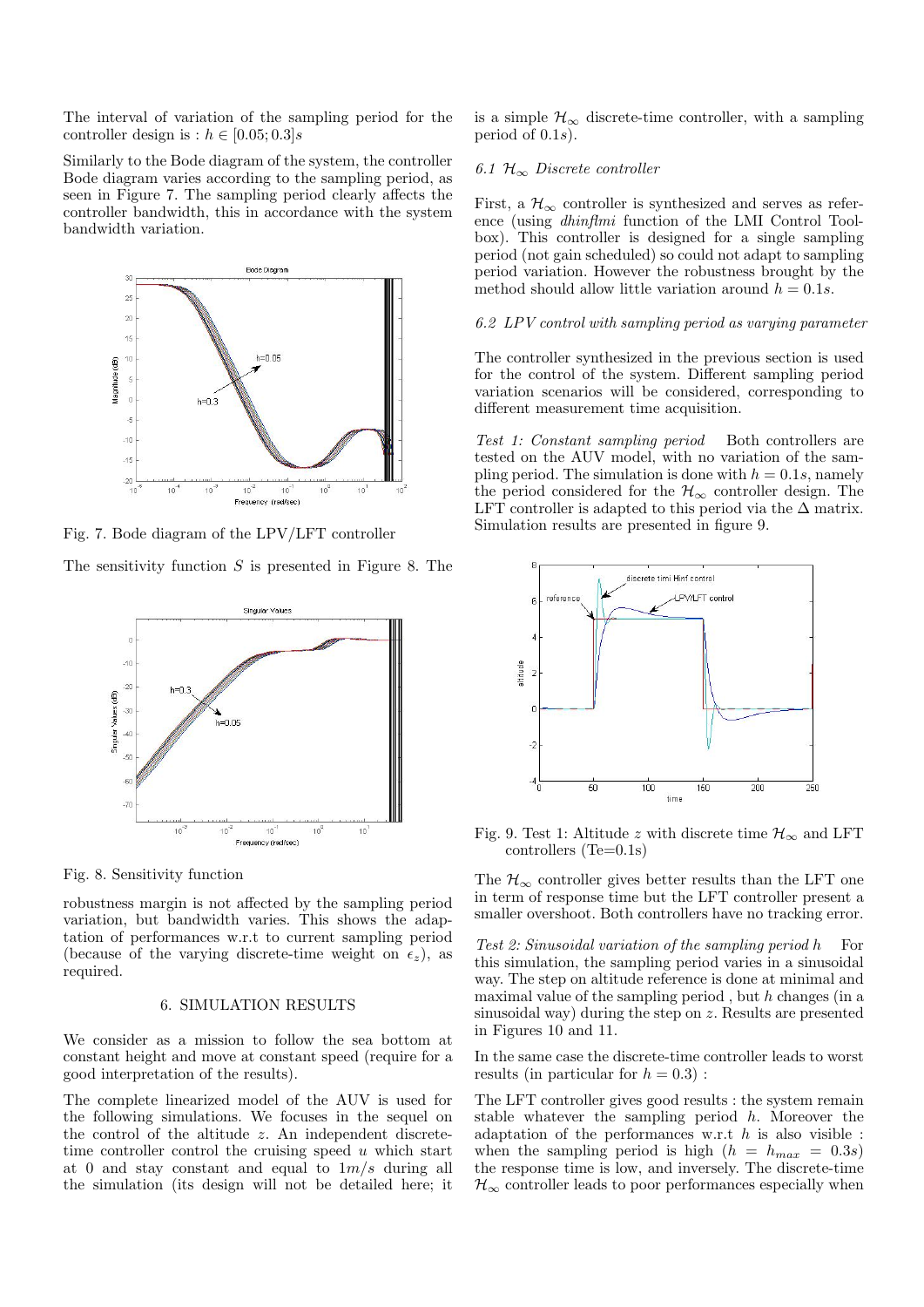The interval of variation of the sampling period for the controller design is : $h \in [0.05; 0.3]s$

Similarly to the Bode diagram of the system, the controller Bode diagram varies according to the sampling period, as seen in Figure 7. The sampling period clearly affects the controller bandwidth, this in accordance with the system bandwidth variation.

Fig. 7. Bode diagram of the LPV/LFT controller

The sensitivity function $S$ is presented in Figure 8. The robustness margin is not affected by the sampling period variation, but bandwidth varies. This shows the adaptation of performances w.r.t to current sampling period (because of the varying discrete-time weight on $\epsilon_z$), as required.

Fig. 8. Sensitivity function

## 6. SIMULATION RESULTS

We consider as a mission to follow the sea bottom at constant height and move at constant speed (require for a good interpretation of the results).

The complete linearized model of the AUV is used for the following simulations. We focuses in the sequel on the control of the altitude $z$. An independent discrete-time controller control the cruising speed $u$ which start at 0 and stay constant and equal to $1m/s$ during all the simulation (its design will not be detailed here; it is a simple $\mathcal{H}_\infty$ discrete-time controller, with a sampling period of $0.1s$).

### 6.1 $\mathcal{H}_\infty$ Discrete controller

First, a $\mathcal{H}_\infty$ controller is synthesized and serves as reference (using *dhinflmi* function of the LMI Control Toolbox). This controller is designed for a single sampling period (not gain scheduled) so could not adapt to sampling period variation. However the robustness brought by the method should allow little variation around $h = 0.1s$.

### 6.2 LPV control with sampling period as varying parameter

The controller synthesized in the previous section is used for the control of the system. Different sampling period variation scenarios will be considered, corresponding to different measurement time acquisition.

*Test 1: Constant sampling period* Both controllers are tested on the AUV model, with no variation of the sampling period. The simulation is done with $h = 0.1s$, namely the period considered for the $\mathcal{H}_\infty$ controller design. The LFT controller is adapted to this period via the $\Delta$ matrix. Simulation results are presented in figure 9.

Fig. 9. Test 1: Altitude $z$ with discrete time $\mathcal{H}_\infty$ and LFT controllers (Te=0.1s)

The $\mathcal{H}_\infty$ controller gives better results than the LFT one in term of response time but the LFT controller present a smaller overshoot. Both controllers have no tracking error.

*Test 2: Sinusoidal variation of the sampling period $h$* For this simulation, the sampling period varies in a sinusoidal way. The step on altitude reference is done at minimal and maximal value of the sampling period , but $h$ changes (in a sinusoidal way) during the step on $z$. Results are presented in Figures 10 and 11.

In the same case the discrete-time controller leads to worst results (in particular for $h = 0.3$) :

The LFT controller gives good results : the system remain stable whatever the sampling period $h$. Moreover the adaptation of the performances w.r.t $h$ is also visible : when the sampling period is high ($h = h_{max} = 0.3s$) the response time is low, and inversely. The discrete-time $\mathcal{H}_\infty$ controller leads to poor performances especially when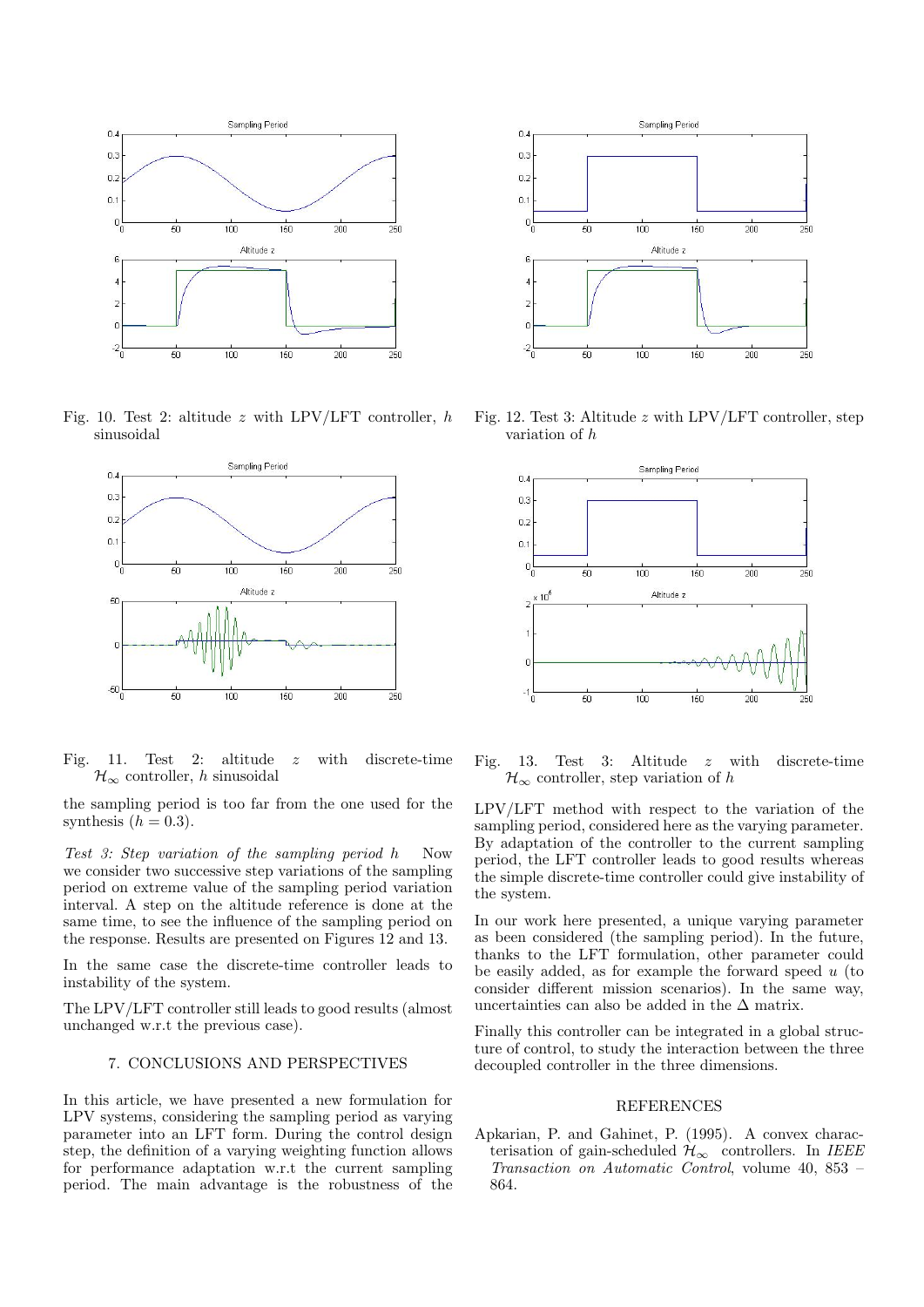Fig. 10. Test 2: altitude $z$ with LPV/LFT controller, $h$ sinusoidal

Fig. 11. Test 2: altitude $z$ with discrete-time $\mathcal{H}_\infty$ controller, $h$ sinusoidal

the sampling period is too far from the one used for the synthesis ($h = 0.3$).

*Test 3: Step variation of the sampling period $h$* Now we consider two successive step variations of the sampling period on extreme value of the sampling period variation interval. A step on the altitude reference is done at the same time, to see the influence of the sampling period on the response. Results are presented on Figures 12 and 13.

In the same case the discrete-time controller leads to instability of the system.

The LPV/LFT controller still leads to good results (almost unchanged w.r.t the previous case).

## 7. CONCLUSIONS AND PERSPECTIVES

In this article, we have presented a new formulation for LPV systems, considering the sampling period as varying parameter into an LFT form. During the control design step, the definition of a varying weighting function allows for performance adaptation w.r.t the current sampling period. The main advantage is the robustness of the LPV/LFT method with respect to the variation of the sampling period, considered here as the varying parameter. By adaptation of the controller to the current sampling period, the LFT controller leads to good results whereas the simple discrete-time controller could give instability of the system.

Fig. 12. Test 3: Altitude $z$ with LPV/LFT controller, step variation of $h$

Fig. 13. Test 3: Altitude $z$ with discrete-time $\mathcal{H}_\infty$ controller, step variation of $h$

In our work here presented, a unique varying parameter as been considered (the sampling period). In the future, thanks to the LFT formulation, other parameter could be easily added, as for example the forward speed $u$ (to consider different mission scenarios). In the same way, uncertainties can also be added in the $\Delta$ matrix.

Finally this controller can be integrated in a global structure of control, to study the interaction between the three decoupled controller in the three dimensions.

## REFERENCES

Apkarian, P. and Gahinet, P. (1995). A convex characterisation of gain-scheduled $\mathcal{H}_\infty$ controllers. In *IEEE Transaction on Automatic Control*, volume 40, 853 – 864.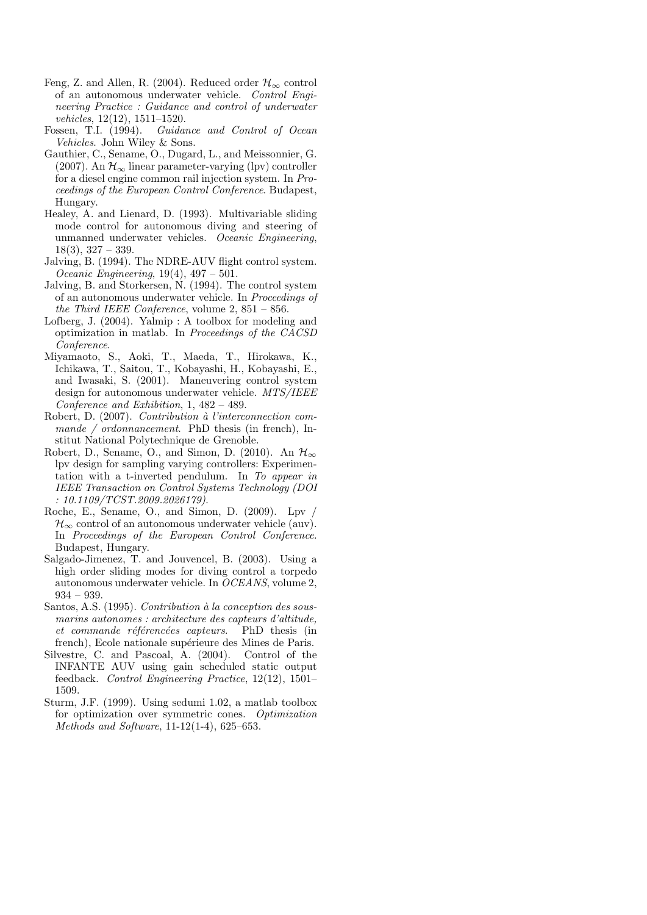Feng, Z. and Allen, R. (2004). Reduced order $\mathcal{H}_\infty$ control of an autonomous underwater vehicle. *Control Engineering Practice : Guidance and control of underwater vehicles*, 12(12), 1511–1520.

Fossen, T.I. (1994). *Guidance and Control of Ocean Vehicles*. John Wiley & Sons.

Gauthier, C., Sename, O., Dugard, L., and Meissonnier, G. (2007). An $\mathcal{H}_\infty$ linear parameter-varying (lpv) controller for a diesel engine common rail injection system. In *Proceedings of the European Control Conference*. Budapest, Hungary.

Healey, A. and Lienard, D. (1993). Multivariable sliding mode control for autonomous diving and steering of unmanned underwater vehicles. *Oceanic Engineering*, 18(3), 327 – 339.

Jalving, B. (1994). The NDRE-AUV flight control system. *Oceanic Engineering*, 19(4), 497 – 501.

Jalving, B. and Storkersen, N. (1994). The control system of an autonomous underwater vehicle. In *Proceedings of the Third IEEE Conference*, volume 2, 851 – 856.

Lofberg, J. (2004). Yalmip : A toolbox for modeling and optimization in matlab. In *Proceedings of the CACSD Conference*.

Miyamaoto, S., Aoki, T., Maeda, T., Hirokawa, K., Ichikawa, T., Saitou, T., Kobayashi, H., Kobayashi, E., and Iwasaki, S. (2001). Maneuvering control system design for autonomous underwater vehicle. *MTS/IEEE Conference and Exhibition*, 1, 482 – 489.

Robert, D. (2007). *Contribution à l'interconnection commande / ordonnancement*. PhD thesis (in french), Institut National Polytechnique de Grenoble.

Robert, D., Sename, O., and Simon, D. (2010). An $\mathcal{H}_\infty$ lpv design for sampling varying controllers: Experimentation with a t-inverted pendulum. In *To appear in IEEE Transaction on Control Systems Technology (DOI : 10.1109/TCST.2009.2026179)*.

Roche, E., Sename, O., and Simon, D. (2009). Lpv / $\mathcal{H}_\infty$ control of an autonomous underwater vehicle (auv). In *Proceedings of the European Control Conference*. Budapest, Hungary.

Salgado-Jimenez, T. and Jouvencel, B. (2003). Using a high order sliding modes for diving control a torpedo autonomous underwater vehicle. In *OCEANS*, volume 2, 934 – 939.

Santos, A.S. (1995). *Contribution à la conception des sous-marins autonomes : architecture des capteurs d'altitude, et commande référencées capteurs*. PhD thesis (in french), Ecole nationale supérieure des Mines de Paris.

Silvestre, C. and Pascoal, A. (2004). Control of the INFANTE AUV using gain scheduled static output feedback. *Control Engineering Practice*, 12(12), 1501–1509.

Sturm, J.F. (1999). Using sedumi 1.02, a matlab toolbox for optimization over symmetric cones. *Optimization Methods and Software*, 11-12(1-4), 625–653.